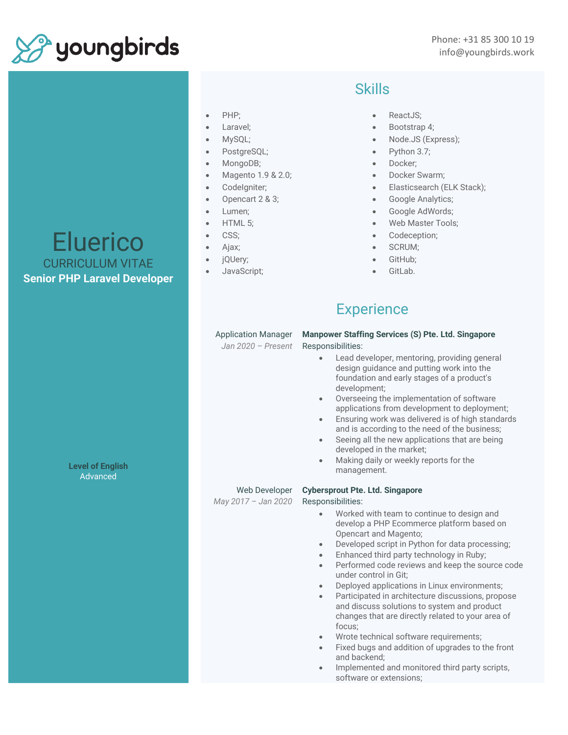youngbirds

Phone: +31 85 300 10 19
info@youngbirds.work

# Eluerico

CURRICULUM VITAE

**Senior PHP Laravel Developer**

**Level of English**
Advanced

## Skills

- PHP;
- Laravel;
- MySQL;
- PostgreSQL;
- MongoDB;
- Magento 1.9 & 2.0;
- CodeIgniter;
- Opencart 2 & 3;
- Lumen;
- HTML 5;
- CSS;
- Ajax;
- jQuery;
- JavaScript;
- ReactJS;
- Bootstrap 4;
- Node.JS (Express);
- Python 3.7;
- Docker;
- Docker Swarm;
- Elasticsearch (ELK Stack);
- Google Analytics;
- Google AdWords;
- Web Master Tools;
- Codeception;
- SCRUM;
- GitHub;
- GitLab.

## Experience

Application Manager
*Jan 2020 – Present*

**Manpower Staffing Services (S) Pte. Ltd. Singapore**

Responsibilities:

- Lead developer, mentoring, providing general design guidance and putting work into the foundation and early stages of a product's development;
- Overseeing the implementation of software applications from development to deployment;
- Ensuring work was delivered is of high standards and is according to the need of the business;
- Seeing all the new applications that are being developed in the market;
- Making daily or weekly reports for the management.

Web Developer
*May 2017 – Jan 2020*

**Cybersprout Pte. Ltd. Singapore**

Responsibilities:

- Worked with team to continue to design and develop a PHP Ecommerce platform based on Opencart and Magento;
- Developed script in Python for data processing;
- Enhanced third party technology in Ruby;
- Performed code reviews and keep the source code under control in Git;
- Deployed applications in Linux environments;
- Participated in architecture discussions, propose and discuss solutions to system and product changes that are directly related to your area of focus;
- Wrote technical software requirements;
- Fixed bugs and addition of upgrades to the front and backend;
- Implemented and monitored third party scripts, software or extensions;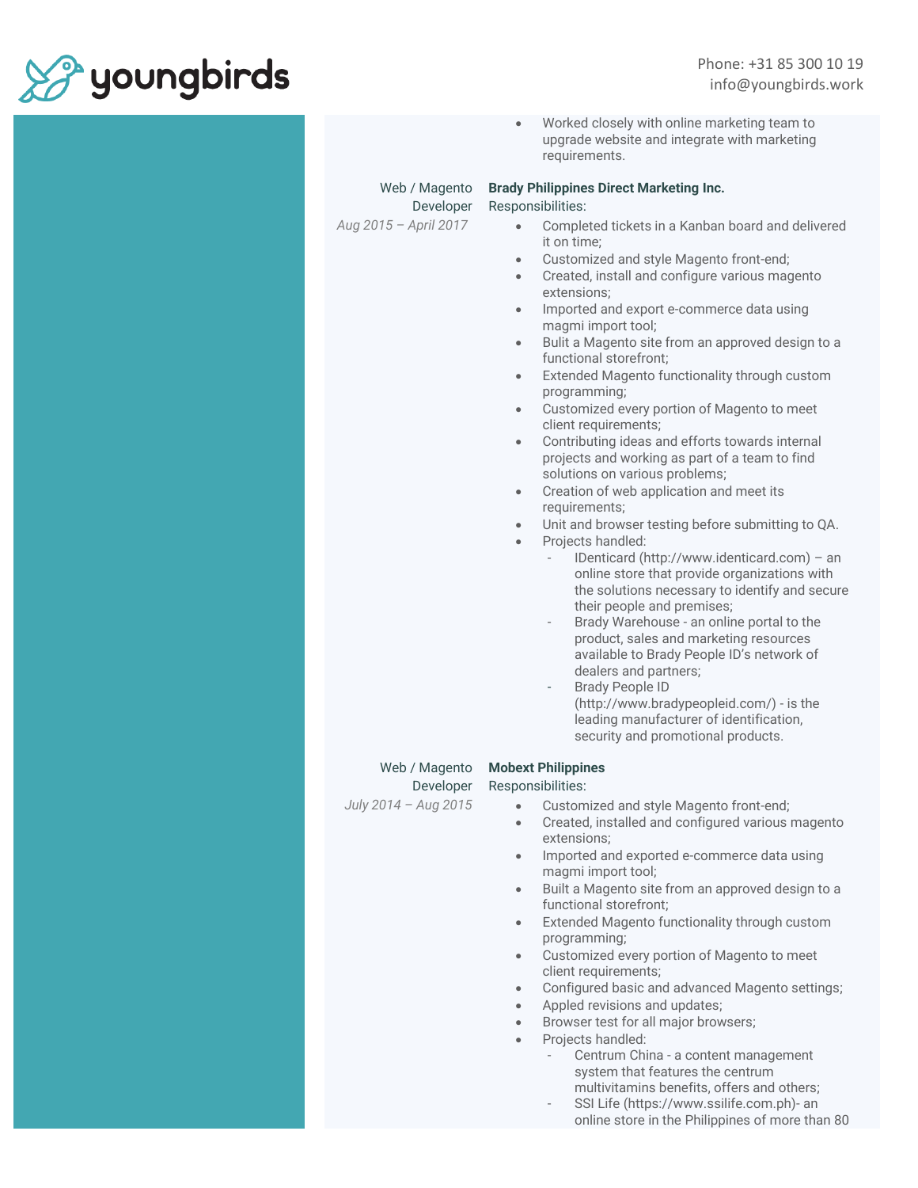- Worked closely with online marketing team to upgrade website and integrate with marketing requirements.

Web / Magento Developer
*Aug 2015 – April 2017*

**Brady Philippines Direct Marketing Inc.**

Responsibilities:

- Completed tickets in a Kanban board and delivered it on time;
- Customized and style Magento front-end;
- Created, install and configure various magento extensions;
- Imported and export e-commerce data using magmi import tool;
- Bulit a Magento site from an approved design to a functional storefront;
- Extended Magento functionality through custom programming;
- Customized every portion of Magento to meet client requirements;
- Contributing ideas and efforts towards internal projects and working as part of a team to find solutions on various problems;
- Creation of web application and meet its requirements;
- Unit and browser testing before submitting to QA.
- Projects handled:
  - IDenticard (http://www.identicard.com) – an online store that provide organizations with the solutions necessary to identify and secure their people and premises;
  - Brady Warehouse - an online portal to the product, sales and marketing resources available to Brady People ID's network of dealers and partners;
  - Brady People ID (http://www.bradypeopleid.com/) - is the leading manufacturer of identification, security and promotional products.

Web / Magento Developer
*July 2014 – Aug 2015*

**Mobext Philippines**

Responsibilities:

- Customized and style Magento front-end;
- Created, installed and configured various magento extensions;
- Imported and exported e-commerce data using magmi import tool;
- Built a Magento site from an approved design to a functional storefront;
- Extended Magento functionality through custom programming;
- Customized every portion of Magento to meet client requirements;
- Configured basic and advanced Magento settings;
- Appled revisions and updates;
- Browser test for all major browsers;
- Projects handled:
  - Centrum China - a content management system that features the centrum multivitamins benefits, offers and others;
  - SSI Life (https://www.ssilife.com.ph)- an online store in the Philippines of more than 80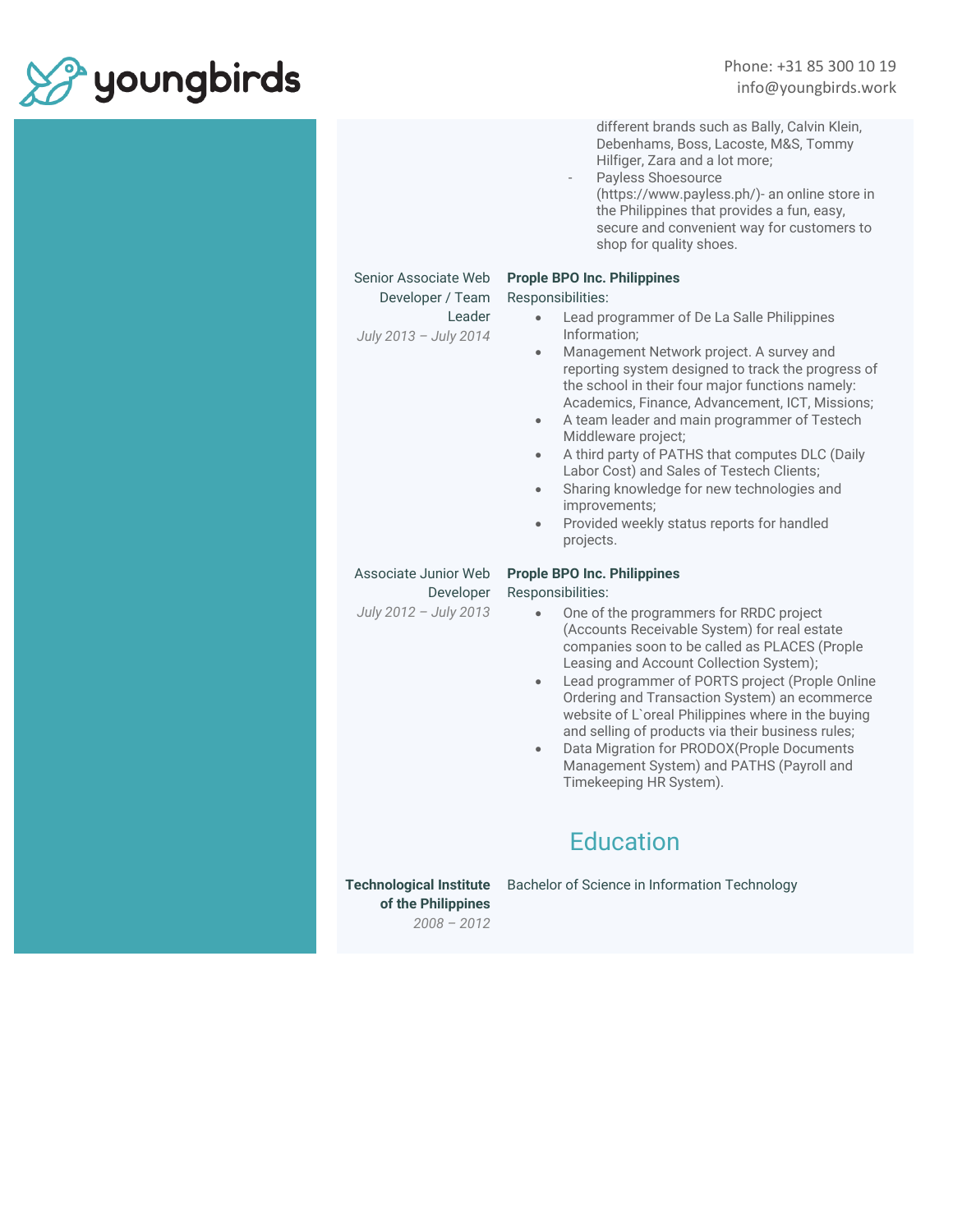different brands such as Bally, Calvin Klein, Debenhams, Boss, Lacoste, M&S, Tommy Hilfiger, Zara and a lot more;

- Payless Shoesource (https://www.payless.ph/)- an online store in the Philippines that provides a fun, easy, secure and convenient way for customers to shop for quality shoes.

Senior Associate Web Developer / Team Leader
*July 2013 – July 2014*

**Prople BPO Inc. Philippines**

Responsibilities:

- Lead programmer of De La Salle Philippines Information;
- Management Network project. A survey and reporting system designed to track the progress of the school in their four major functions namely: Academics, Finance, Advancement, ICT, Missions;
- A team leader and main programmer of Testech Middleware project;
- A third party of PATHS that computes DLC (Daily Labor Cost) and Sales of Testech Clients;
- Sharing knowledge for new technologies and improvements;
- Provided weekly status reports for handled projects.

Associate Junior Web Developer
*July 2012 – July 2013*

**Prople BPO Inc. Philippines**

Responsibilities:

- One of the programmers for RRDC project (Accounts Receivable System) for real estate companies soon to be called as PLACES (Prople Leasing and Account Collection System);
- Lead programmer of PORTS project (Prople Online Ordering and Transaction System) an ecommerce website of L`oreal Philippines where in the buying and selling of products via their business rules;
- Data Migration for PRODOX(Prople Documents Management System) and PATHS (Payroll and Timekeeping HR System).

## Education

**Technological Institute of the Philippines**
*2008 – 2012*

Bachelor of Science in Information Technology